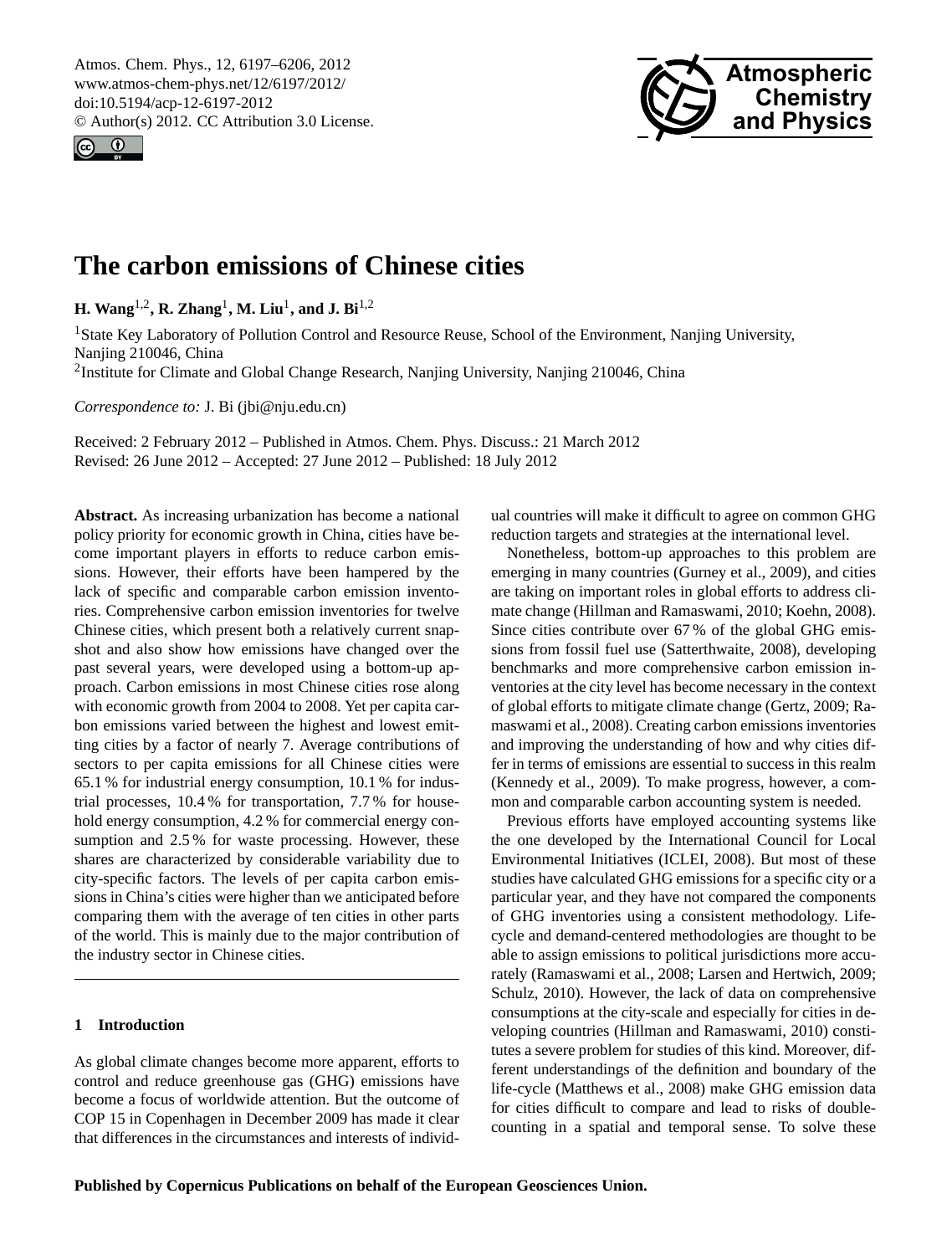# The carbon emissions of Chinese cities

**H. Wang[1,2], R. Zhang[1], M. Liu[1], and J. Bi[1,2]**

[1]State Key Laboratory of Pollution Control and Resource Reuse, School of the Environment, Nanjing University, Nanjing 210046, China

[2]Institute for Climate and Global Change Research, Nanjing University, Nanjing 210046, China

*Correspondence to:* J. Bi (jbi@nju.edu.cn)

Received: 2 February 2012 – Published in Atmos. Chem. Phys. Discuss.: 21 March 2012
Revised: 26 June 2012 – Accepted: 27 June 2012 – Published: 18 July 2012

**Abstract.** As increasing urbanization has become a national policy priority for economic growth in China, cities have become important players in efforts to reduce carbon emissions. However, their efforts have been hampered by the lack of specific and comparable carbon emission inventories. Comprehensive carbon emission inventories for twelve Chinese cities, which present both a relatively current snapshot and also show how emissions have changed over the past several years, were developed using a bottom-up approach. Carbon emissions in most Chinese cities rose along with economic growth from 2004 to 2008. Yet per capita carbon emissions varied between the highest and lowest emitting cities by a factor of nearly 7. Average contributions of sectors to per capita emissions for all Chinese cities were 65.1 % for industrial energy consumption, 10.1 % for industrial processes, 10.4 % for transportation, 7.7 % for household energy consumption, 4.2 % for commercial energy consumption and 2.5 % for waste processing. However, these shares are characterized by considerable variability due to city-specific factors. The levels of per capita carbon emissions in China's cities were higher than we anticipated before comparing them with the average of ten cities in other parts of the world. This is mainly due to the major contribution of the industry sector in Chinese cities.

## 1 Introduction

As global climate changes become more apparent, efforts to control and reduce greenhouse gas (GHG) emissions have become a focus of worldwide attention. But the outcome of COP 15 in Copenhagen in December 2009 has made it clear that differences in the circumstances and interests of individual countries will make it difficult to agree on common GHG reduction targets and strategies at the international level.

Nonetheless, bottom-up approaches to this problem are emerging in many countries (Gurney et al., 2009), and cities are taking on important roles in global efforts to address climate change (Hillman and Ramaswami, 2010; Koehn, 2008). Since cities contribute over 67 % of the global GHG emissions from fossil fuel use (Satterthwaite, 2008), developing benchmarks and more comprehensive carbon emission inventories at the city level has become necessary in the context of global efforts to mitigate climate change (Gertz, 2009; Ramaswami et al., 2008). Creating carbon emissions inventories and improving the understanding of how and why cities differ in terms of emissions are essential to success in this realm (Kennedy et al., 2009). To make progress, however, a common and comparable carbon accounting system is needed.

Previous efforts have employed accounting systems like the one developed by the International Council for Local Environmental Initiatives (ICLEI, 2008). But most of these studies have calculated GHG emissions for a specific city or a particular year, and they have not compared the components of GHG inventories using a consistent methodology. Life-cycle and demand-centered methodologies are thought to be able to assign emissions to political jurisdictions more accurately (Ramaswami et al., 2008; Larsen and Hertwich, 2009; Schulz, 2010). However, the lack of data on comprehensive consumptions at the city-scale and especially for cities in developing countries (Hillman and Ramaswami, 2010) constitutes a severe problem for studies of this kind. Moreover, different understandings of the definition and boundary of the life-cycle (Matthews et al., 2008) make GHG emission data for cities difficult to compare and lead to risks of double-counting in a spatial and temporal sense. To solve these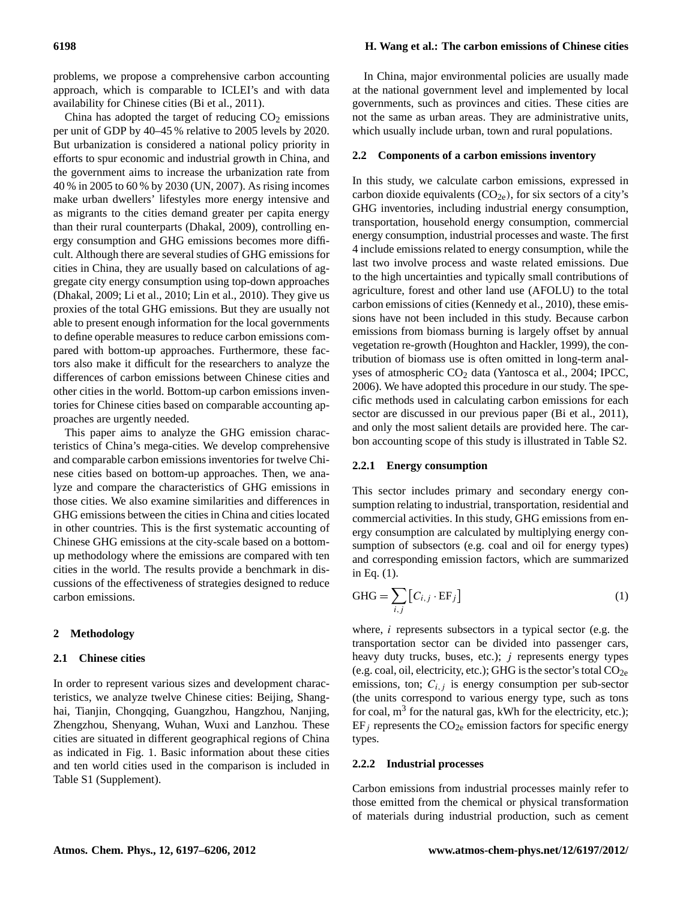problems, we propose a comprehensive carbon accounting approach, which is comparable to ICLEI's and with data availability for Chinese cities (Bi et al., 2011).

China has adopted the target of reducing $CO_2$ emissions per unit of GDP by 40–45 % relative to 2005 levels by 2020. But urbanization is considered a national policy priority in efforts to spur economic and industrial growth in China, and the government aims to increase the urbanization rate from 40 % in 2005 to 60 % by 2030 (UN, 2007). As rising incomes make urban dwellers' lifestyles more energy intensive and as migrants to the cities demand greater per capita energy than their rural counterparts (Dhakal, 2009), controlling energy consumption and GHG emissions becomes more difficult. Although there are several studies of GHG emissions for cities in China, they are usually based on calculations of aggregate city energy consumption using top-down approaches (Dhakal, 2009; Li et al., 2010; Lin et al., 2010). They give us proxies of the total GHG emissions. But they are usually not able to present enough information for the local governments to define operable measures to reduce carbon emissions compared with bottom-up approaches. Furthermore, these factors also make it difficult for the researchers to analyze the differences of carbon emissions between Chinese cities and other cities in the world. Bottom-up carbon emissions inventories for Chinese cities based on comparable accounting approaches are urgently needed.

This paper aims to analyze the GHG emission characteristics of China's mega-cities. We develop comprehensive and comparable carbon emissions inventories for twelve Chinese cities based on bottom-up approaches. Then, we analyze and compare the characteristics of GHG emissions in those cities. We also examine similarities and differences in GHG emissions between the cities in China and cities located in other countries. This is the first systematic accounting of Chinese GHG emissions at the city-scale based on a bottom-up methodology where the emissions are compared with ten cities in the world. The results provide a benchmark in discussions of the effectiveness of strategies designed to reduce carbon emissions.

## 2 Methodology

### 2.1 Chinese cities

In order to represent various sizes and development characteristics, we analyze twelve Chinese cities: Beijing, Shanghai, Tianjin, Chongqing, Guangzhou, Hangzhou, Nanjing, Zhengzhou, Shenyang, Wuhan, Wuxi and Lanzhou. These cities are situated in different geographical regions of China as indicated in Fig. 1. Basic information about these cities and ten world cities used in the comparison is included in Table S1 (Supplement).

In China, major environmental policies are usually made at the national government level and implemented by local governments, such as provinces and cities. These cities are not the same as urban areas. They are administrative units, which usually include urban, town and rural populations.

### 2.2 Components of a carbon emissions inventory

In this study, we calculate carbon emissions, expressed in carbon dioxide equivalents ($CO_{2e}$), for six sectors of a city's GHG inventories, including industrial energy consumption, transportation, household energy consumption, commercial energy consumption, industrial processes and waste. The first 4 include emissions related to energy consumption, while the last two involve process and waste related emissions. Due to the high uncertainties and typically small contributions of agriculture, forest and other land use (AFOLU) to the total carbon emissions of cities (Kennedy et al., 2010), these emissions have not been included in this study. Because carbon emissions from biomass burning is largely offset by annual vegetation re-growth (Houghton and Hackler, 1999), the contribution of biomass use is often omitted in long-term analyses of atmospheric $CO_2$ data (Yantosca et al., 2004; IPCC, 2006). We have adopted this procedure in our study. The specific methods used in calculating carbon emissions for each sector are discussed in our previous paper (Bi et al., 2011), and only the most salient details are provided here. The carbon accounting scope of this study is illustrated in Table S2.

#### 2.2.1 Energy consumption

This sector includes primary and secondary energy consumption relating to industrial, transportation, residential and commercial activities. In this study, GHG emissions from energy consumption are calculated by multiplying energy consumption of subsectors (e.g. coal and oil for energy types) and corresponding emission factors, which are summarized in Eq. (1).

$$\mathrm{GHG} = \sum_{i,j} \left[ C_{i,j} \cdot \mathrm{EF}_j \right] \tag{1}$$

where, $i$ represents subsectors in a typical sector (e.g. the transportation sector can be divided into passenger cars, heavy duty trucks, buses, etc.); $j$ represents energy types (e.g. coal, oil, electricity, etc.); GHG is the sector's total $CO_{2e}$ emissions, ton; $C_{i,j}$ is energy consumption per sub-sector (the units correspond to various energy type, such as tons for coal, $m^3$ for the natural gas, kWh for the electricity, etc.); $\mathrm{EF}_j$ represents the $CO_{2e}$ emission factors for specific energy types.

#### 2.2.2 Industrial processes

Carbon emissions from industrial processes mainly refer to those emitted from the chemical or physical transformation of materials during industrial production, such as cement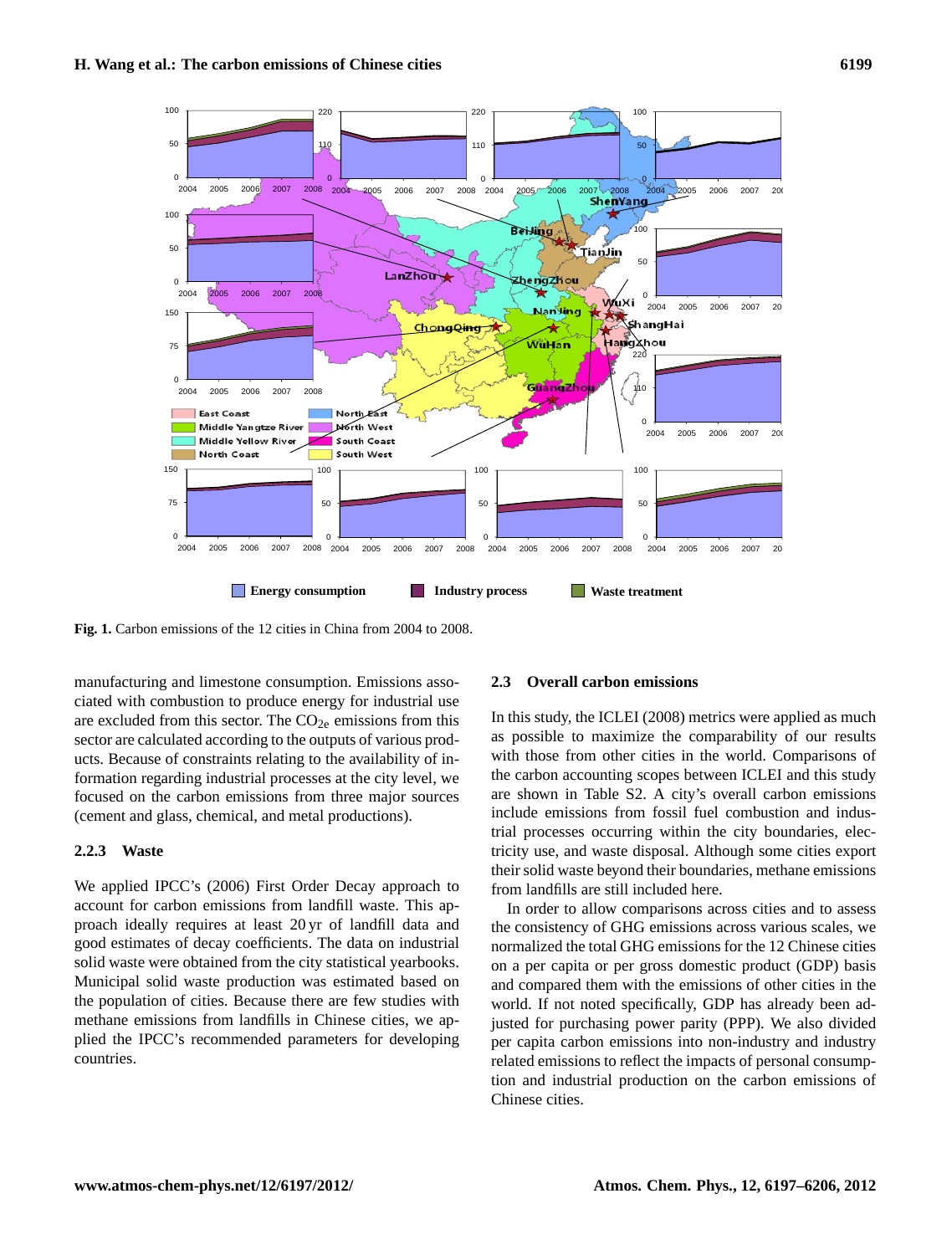Fig. 1. Carbon emissions of the 12 cities in China from 2004 to 2008.

manufacturing and limestone consumption. Emissions associated with combustion to produce energy for industrial use are excluded from this sector. The $CO_{2e}$ emissions from this sector are calculated according to the outputs of various products. Because of constraints relating to the availability of information regarding industrial processes at the city level, we focused on the carbon emissions from three major sources (cement and glass, chemical, and metal productions).

#### 2.2.3 Waste

We applied IPCC's (2006) First Order Decay approach to account for carbon emissions from landfill waste. This approach ideally requires at least 20 yr of landfill data and good estimates of decay coefficients. The data on industrial solid waste were obtained from the city statistical yearbooks. Municipal solid waste production was estimated based on the population of cities. Because there are few studies with methane emissions from landfills in Chinese cities, we applied the IPCC's recommended parameters for developing countries.

### 2.3 Overall carbon emissions

In this study, the ICLEI (2008) metrics were applied as much as possible to maximize the comparability of our results with those from other cities in the world. Comparisons of the carbon accounting scopes between ICLEI and this study are shown in Table S2. A city's overall carbon emissions include emissions from fossil fuel combustion and industrial processes occurring within the city boundaries, electricity use, and waste disposal. Although some cities export their solid waste beyond their boundaries, methane emissions from landfills are still included here.

In order to allow comparisons across cities and to assess the consistency of GHG emissions across various scales, we normalized the total GHG emissions for the 12 Chinese cities on a per capita or per gross domestic product (GDP) basis and compared them with the emissions of other cities in the world. If not noted specifically, GDP has already been adjusted for purchasing power parity (PPP). We also divided per capita carbon emissions into non-industry and industry related emissions to reflect the impacts of personal consumption and industrial production on the carbon emissions of Chinese cities.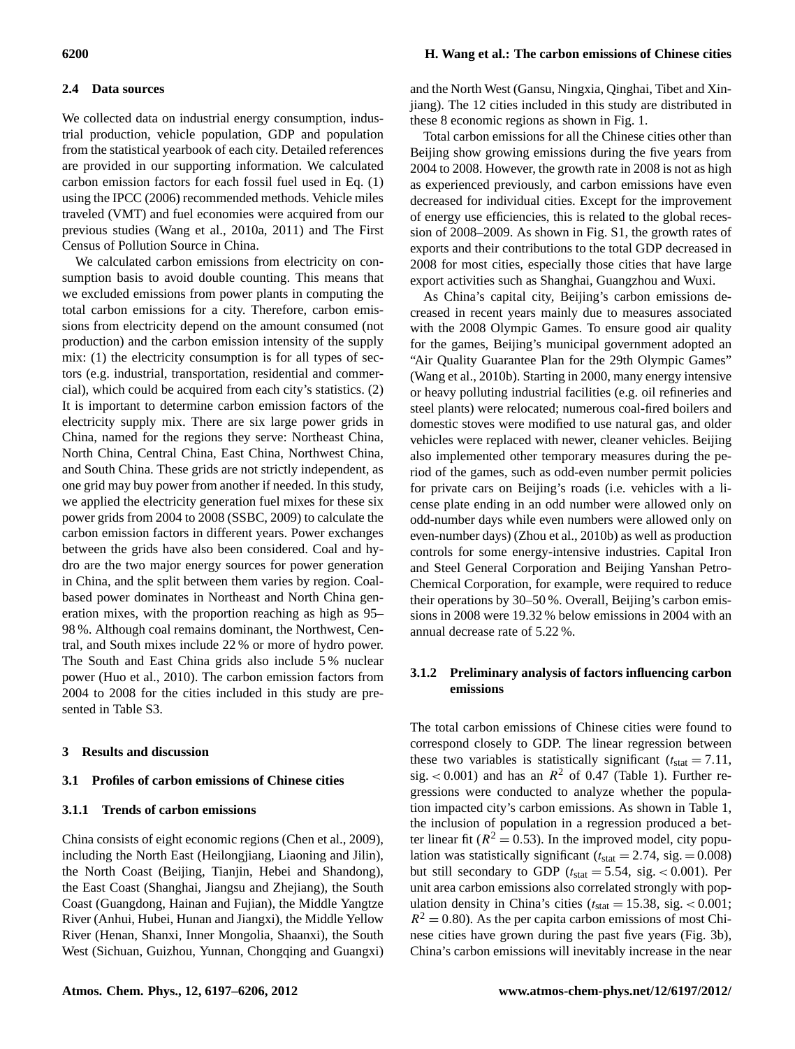### 2.4 Data sources

We collected data on industrial energy consumption, industrial production, vehicle population, GDP and population from the statistical yearbook of each city. Detailed references are provided in our supporting information. We calculated carbon emission factors for each fossil fuel used in Eq. (1) using the IPCC (2006) recommended methods. Vehicle miles traveled (VMT) and fuel economies were acquired from our previous studies (Wang et al., 2010a, 2011) and The First Census of Pollution Source in China.

We calculated carbon emissions from electricity on consumption basis to avoid double counting. This means that we excluded emissions from power plants in computing the total carbon emissions for a city. Therefore, carbon emissions from electricity depend on the amount consumed (not production) and the carbon emission intensity of the supply mix: (1) the electricity consumption is for all types of sectors (e.g. industrial, transportation, residential and commercial), which could be acquired from each city's statistics. (2) It is important to determine carbon emission factors of the electricity supply mix. There are six large power grids in China, named for the regions they serve: Northeast China, North China, Central China, East China, Northwest China, and South China. These grids are not strictly independent, as one grid may buy power from another if needed. In this study, we applied the electricity generation fuel mixes for these six power grids from 2004 to 2008 (SSBC, 2009) to calculate the carbon emission factors in different years. Power exchanges between the grids have also been considered. Coal and hydro are the two major energy sources for power generation in China, and the split between them varies by region. Coal-based power dominates in Northeast and North China generation mixes, with the proportion reaching as high as 95–98 %. Although coal remains dominant, the Northwest, Central, and South mixes include 22 % or more of hydro power. The South and East China grids also include 5 % nuclear power (Huo et al., 2010). The carbon emission factors from 2004 to 2008 for the cities included in this study are presented in Table S3.

## 3 Results and discussion

### 3.1 Profiles of carbon emissions of Chinese cities

#### 3.1.1 Trends of carbon emissions

China consists of eight economic regions (Chen et al., 2009), including the North East (Heilongjiang, Liaoning and Jilin), the North Coast (Beijing, Tianjin, Hebei and Shandong), the East Coast (Shanghai, Jiangsu and Zhejiang), the South Coast (Guangdong, Hainan and Fujian), the Middle Yangtze River (Anhui, Hubei, Hunan and Jiangxi), the Middle Yellow River (Henan, Shanxi, Inner Mongolia, Shaanxi), the South West (Sichuan, Guizhou, Yunnan, Chongqing and Guangxi) and the North West (Gansu, Ningxia, Qinghai, Tibet and Xinjiang). The 12 cities included in this study are distributed in these 8 economic regions as shown in Fig. 1.

Total carbon emissions for all the Chinese cities other than Beijing show growing emissions during the five years from 2004 to 2008. However, the growth rate in 2008 is not as high as experienced previously, and carbon emissions have even decreased for individual cities. Except for the improvement of energy use efficiencies, this is related to the global recession of 2008–2009. As shown in Fig. S1, the growth rates of exports and their contributions to the total GDP decreased in 2008 for most cities, especially those cities that have large export activities such as Shanghai, Guangzhou and Wuxi.

As China's capital city, Beijing's carbon emissions decreased in recent years mainly due to measures associated with the 2008 Olympic Games. To ensure good air quality for the games, Beijing's municipal government adopted an "Air Quality Guarantee Plan for the 29th Olympic Games" (Wang et al., 2010b). Starting in 2000, many energy intensive or heavy polluting industrial facilities (e.g. oil refineries and steel plants) were relocated; numerous coal-fired boilers and domestic stoves were modified to use natural gas, and older vehicles were replaced with newer, cleaner vehicles. Beijing also implemented other temporary measures during the period of the games, such as odd-even number permit policies for private cars on Beijing's roads (i.e. vehicles with a license plate ending in an odd number were allowed only on odd-number days while even numbers were allowed only on even-number days) (Zhou et al., 2010b) as well as production controls for some energy-intensive industries. Capital Iron and Steel General Corporation and Beijing Yanshan Petro-Chemical Corporation, for example, were required to reduce their operations by 30–50 %. Overall, Beijing's carbon emissions in 2008 were 19.32 % below emissions in 2004 with an annual decrease rate of 5.22 %.

#### 3.1.2 Preliminary analysis of factors influencing carbon emissions

The total carbon emissions of Chinese cities were found to correspond closely to GDP. The linear regression between these two variables is statistically significant ($t_{\text{stat}} = 7.11$, sig. $< 0.001$) and has an $R^2$ of 0.47 (Table 1). Further regressions were conducted to analyze whether the population impacted city's carbon emissions. As shown in Table 1, the inclusion of population in a regression produced a better linear fit ($R^2 = 0.53$). In the improved model, city population was statistically significant ($t_{\text{stat}} = 2.74$, sig. $= 0.008$) but still secondary to GDP ($t_{\text{stat}} = 5.54$, sig. $< 0.001$). Per unit area carbon emissions also correlated strongly with population density in China's cities ($t_{\text{stat}} = 15.38$, sig. $< 0.001$; $R^2 = 0.80$). As the per capita carbon emissions of most Chinese cities have grown during the past five years (Fig. 3b), China's carbon emissions will inevitably increase in the near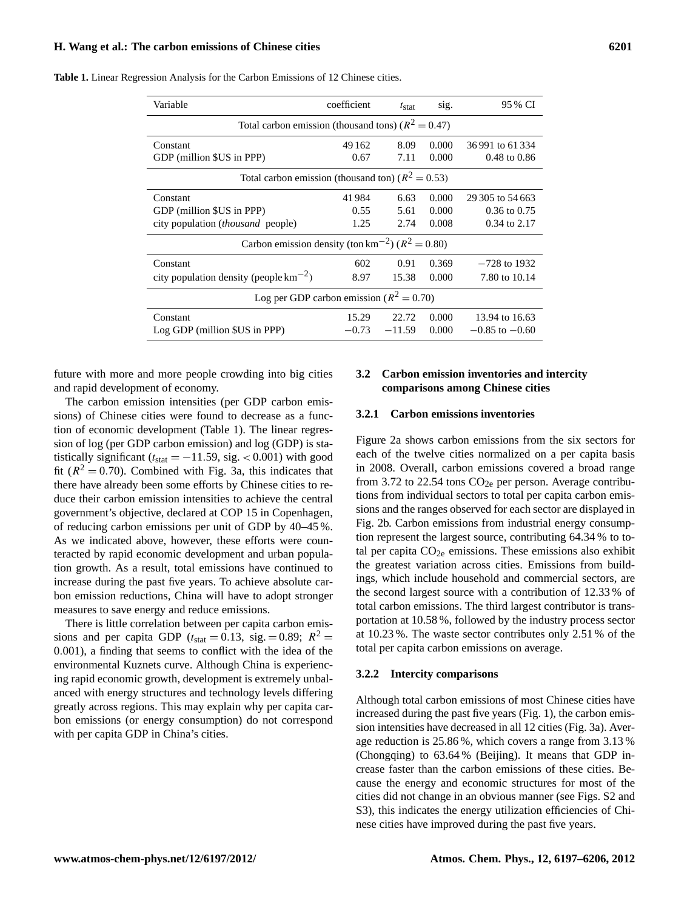**Table 1.** Linear Regression Analysis for the Carbon Emissions of 12 Chinese cities.

| Variable | coefficient | $t_{stat}$ | sig. | 95 % CI |
|---|---|---|---|---|
| Total carbon emission (thousand tons) ($R^2 = 0.47$) | | | | |
| Constant | 49 162 | 8.09 | 0.000 | 36 991 to 61 334 |
| GDP (million $US in PPP) | 0.67 | 7.11 | 0.000 | 0.48 to 0.86 |
| Total carbon emission (thousand ton) ($R^2 = 0.53$) | | | | |
| Constant | 41 984 | 6.63 | 0.000 | 29 305 to 54 663 |
| GDP (million $US in PPP) | 0.55 | 5.61 | 0.000 | 0.36 to 0.75 |
| city population (*thousand* people) | 1.25 | 2.74 | 0.008 | 0.34 to 2.17 |
| Carbon emission density (ton $km^{-2}$) ($R^2 = 0.80$) | | | | |
| Constant | 602 | 0.91 | 0.369 | −728 to 1932 |
| city population density (people $km^{-2}$) | 8.97 | 15.38 | 0.000 | 7.80 to 10.14 |
| Log per GDP carbon emission ($R^2 = 0.70$) | | | | |
| Constant | 15.29 | 22.72 | 0.000 | 13.94 to 16.63 |
| Log GDP (million $US in PPP) | −0.73 | −11.59 | 0.000 | −0.85 to −0.60 |

future with more and more people crowding into big cities and rapid development of economy.

The carbon emission intensities (per GDP carbon emissions) of Chinese cities were found to decrease as a function of economic development (Table 1). The linear regression of log (per GDP carbon emission) and log (GDP) is statistically significant ($t_{stat} = -11.59$, sig. $< 0.001$) with good fit ($R^2 = 0.70$). Combined with Fig. 3a, this indicates that there have already been some efforts by Chinese cities to reduce their carbon emission intensities to achieve the central government's objective, declared at COP 15 in Copenhagen, of reducing carbon emissions per unit of GDP by 40–45 %. As we indicated above, however, these efforts were counteracted by rapid economic development and urban population growth. As a result, total emissions have continued to increase during the past five years. To achieve absolute carbon emission reductions, China will have to adopt stronger measures to save energy and reduce emissions.

There is little correlation between per capita carbon emissions and per capita GDP ($t_{stat} = 0.13$, sig. $= 0.89$; $R^2 = 0.001$), a finding that seems to conflict with the idea of the environmental Kuznets curve. Although China is experiencing rapid economic growth, development is extremely unbalanced with energy structures and technology levels differing greatly across regions. This may explain why per capita carbon emissions (or energy consumption) do not correspond with per capita GDP in China's cities.

### 3.2 Carbon emission inventories and intercity comparisons among Chinese cities

#### 3.2.1 Carbon emissions inventories

Figure 2a shows carbon emissions from the six sectors for each of the twelve cities normalized on a per capita basis in 2008. Overall, carbon emissions covered a broad range from 3.72 to 22.54 tons $CO_{2e}$ per person. Average contributions from individual sectors to total per capita carbon emissions and the ranges observed for each sector are displayed in Fig. 2b. Carbon emissions from industrial energy consumption represent the largest source, contributing 64.34 % to total per capita $CO_{2e}$ emissions. These emissions also exhibit the greatest variation across cities. Emissions from buildings, which include household and commercial sectors, are the second largest source with a contribution of 12.33 % of total carbon emissions. The third largest contributor is transportation at 10.58 %, followed by the industry process sector at 10.23 %. The waste sector contributes only 2.51 % of the total per capita carbon emissions on average.

#### 3.2.2 Intercity comparisons

Although total carbon emissions of most Chinese cities have increased during the past five years (Fig. 1), the carbon emission intensities have decreased in all 12 cities (Fig. 3a). Average reduction is 25.86 %, which covers a range from 3.13 % (Chongqing) to 63.64 % (Beijing). It means that GDP increase faster than the carbon emissions of these cities. Because the energy and economic structures for most of the cities did not change in an obvious manner (see Figs. S2 and S3), this indicates the energy utilization efficiencies of Chinese cities have improved during the past five years.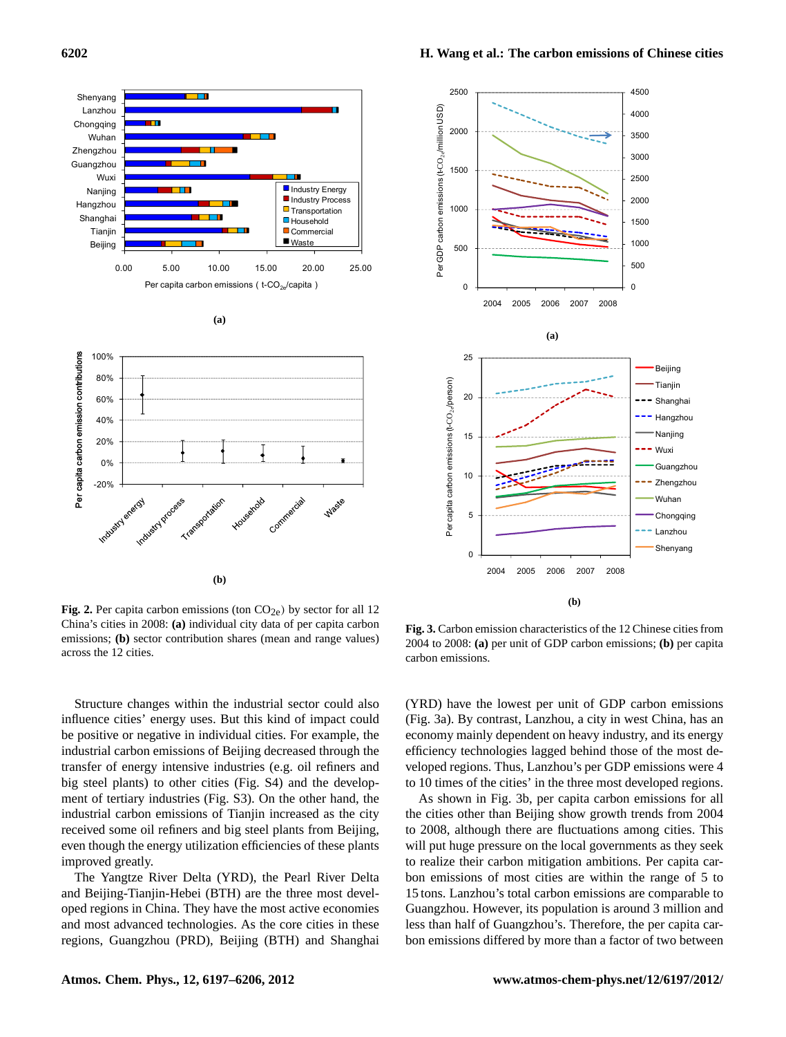**Fig. 2.** Per capita carbon emissions (ton $CO_{2e}$) by sector for all 12 China's cities in 2008: **(a)** individual city data of per capita carbon emissions; **(b)** sector contribution shares (mean and range values) across the 12 cities.

**Fig. 3.** Carbon emission characteristics of the 12 Chinese cities from 2004 to 2008: **(a)** per unit of GDP carbon emissions; **(b)** per capita carbon emissions.

Structure changes within the industrial sector could also influence cities' energy uses. But this kind of impact could be positive or negative in individual cities. For example, the industrial carbon emissions of Beijing decreased through the transfer of energy intensive industries (e.g. oil refiners and big steel plants) to other cities (Fig. S4) and the development of tertiary industries (Fig. S3). On the other hand, the industrial carbon emissions of Tianjin increased as the city received some oil refiners and big steel plants from Beijing, even though the energy utilization efficiencies of these plants improved greatly.

The Yangtze River Delta (YRD), the Pearl River Delta and Beijing-Tianjin-Hebei (BTH) are the three most developed regions in China. They have the most active economies and most advanced technologies. As the core cities in these regions, Guangzhou (PRD), Beijing (BTH) and Shanghai (YRD) have the lowest per unit of GDP carbon emissions (Fig. 3a). By contrast, Lanzhou, a city in west China, has an economy mainly dependent on heavy industry, and its energy efficiency technologies lagged behind those of the most developed regions. Thus, Lanzhou's per GDP emissions were 4 to 10 times of the cities' in the three most developed regions.

As shown in Fig. 3b, per capita carbon emissions for all the cities other than Beijing show growth trends from 2004 to 2008, although there are fluctuations among cities. This will put huge pressure on the local governments as they seek to realize their carbon mitigation ambitions. Per capita carbon emissions of most cities are within the range of 5 to 15 tons. Lanzhou's total carbon emissions are comparable to Guangzhou. However, its population is around 3 million and less than half of Guangzhou's. Therefore, the per capita carbon emissions differed by more than a factor of two between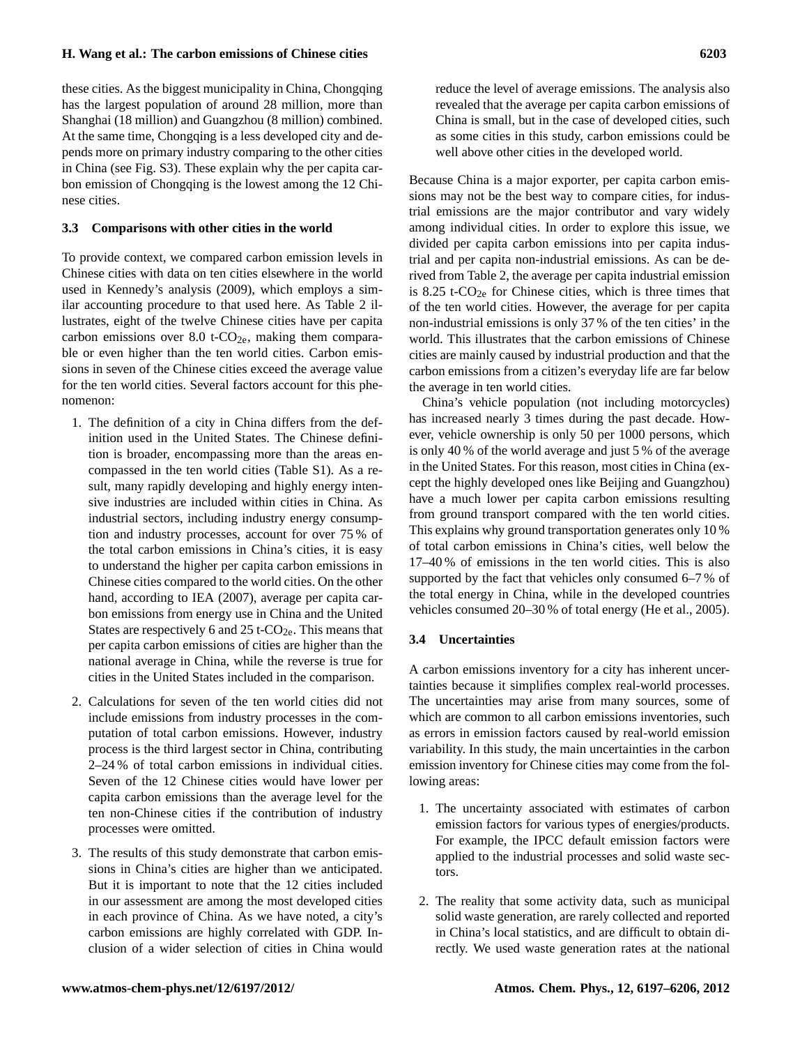these cities. As the biggest municipality in China, Chongqing has the largest population of around 28 million, more than Shanghai (18 million) and Guangzhou (8 million) combined. At the same time, Chongqing is a less developed city and depends more on primary industry comparing to the other cities in China (see Fig. S3). These explain why the per capita carbon emission of Chongqing is the lowest among the 12 Chinese cities.

### 3.3 Comparisons with other cities in the world

To provide context, we compared carbon emission levels in Chinese cities with data on ten cities elsewhere in the world used in Kennedy's analysis (2009), which employs a similar accounting procedure to that used here. As Table 2 illustrates, eight of the twelve Chinese cities have per capita carbon emissions over 8.0 t-$CO_{2e}$, making them comparable or even higher than the ten world cities. Carbon emissions in seven of the Chinese cities exceed the average value for the ten world cities. Several factors account for this phenomenon:

1. The definition of a city in China differs from the definition used in the United States. The Chinese definition is broader, encompassing more than the areas encompassed in the ten world cities (Table S1). As a result, many rapidly developing and highly energy intensive industries are included within cities in China. As industrial sectors, including industry energy consumption and industry processes, account for over 75 % of the total carbon emissions in China's cities, it is easy to understand the higher per capita carbon emissions in Chinese cities compared to the world cities. On the other hand, according to IEA (2007), average per capita carbon emissions from energy use in China and the United States are respectively 6 and 25 t-$CO_{2e}$. This means that per capita carbon emissions of cities are higher than the national average in China, while the reverse is true for cities in the United States included in the comparison.

2. Calculations for seven of the ten world cities did not include emissions from industry processes in the computation of total carbon emissions. However, industry process is the third largest sector in China, contributing 2–24 % of total carbon emissions in individual cities. Seven of the 12 Chinese cities would have lower per capita carbon emissions than the average level for the ten non-Chinese cities if the contribution of industry processes were omitted.

3. The results of this study demonstrate that carbon emissions in China's cities are higher than we anticipated. But it is important to note that the 12 cities included in our assessment are among the most developed cities in each province of China. As we have noted, a city's carbon emissions are highly correlated with GDP. Inclusion of a wider selection of cities in China would reduce the level of average emissions. The analysis also revealed that the average per capita carbon emissions of China is small, but in the case of developed cities, such as some cities in this study, carbon emissions could be well above other cities in the developed world.

Because China is a major exporter, per capita carbon emissions may not be the best way to compare cities, for industrial emissions are the major contributor and vary widely among individual cities. In order to explore this issue, we divided per capita carbon emissions into per capita industrial and per capita non-industrial emissions. As can be derived from Table 2, the average per capita industrial emission is 8.25 t-$CO_{2e}$ for Chinese cities, which is three times that of the ten world cities. However, the average for per capita non-industrial emissions is only 37 % of the ten cities' in the world. This illustrates that the carbon emissions of Chinese cities are mainly caused by industrial production and that the carbon emissions from a citizen's everyday life are far below the average in ten world cities.

China's vehicle population (not including motorcycles) has increased nearly 3 times during the past decade. However, vehicle ownership is only 50 per 1000 persons, which is only 40 % of the world average and just 5 % of the average in the United States. For this reason, most cities in China (except the highly developed ones like Beijing and Guangzhou) have a much lower per capita carbon emissions resulting from ground transport compared with the ten world cities. This explains why ground transportation generates only 10 % of total carbon emissions in China's cities, well below the 17–40 % of emissions in the ten world cities. This is also supported by the fact that vehicles only consumed 6–7 % of the total energy in China, while in the developed countries vehicles consumed 20–30 % of total energy (He et al., 2005).

### 3.4 Uncertainties

A carbon emissions inventory for a city has inherent uncertainties because it simplifies complex real-world processes. The uncertainties may arise from many sources, some of which are common to all carbon emissions inventories, such as errors in emission factors caused by real-world emission variability. In this study, the main uncertainties in the carbon emission inventory for Chinese cities may come from the following areas:

1. The uncertainty associated with estimates of carbon emission factors for various types of energies/products. For example, the IPCC default emission factors were applied to the industrial processes and solid waste sectors.

2. The reality that some activity data, such as municipal solid waste generation, are rarely collected and reported in China's local statistics, and are difficult to obtain directly. We used waste generation rates at the national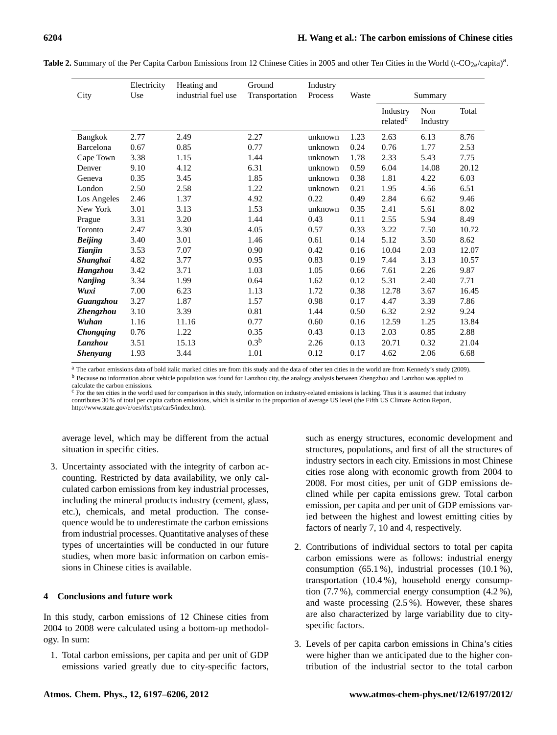**Table 2.** Summary of the Per Capita Carbon Emissions from 12 Chinese Cities in 2005 and other Ten Cities in the World (t-$CO_{2e}$/capita)[a].

| City | Electricity Use | Heating and industrial fuel use | Ground Transportation | Industry Process | Waste | Summary | | |
|---|---|---|---|---|---|---|---|---|
| | | | | | | Industry related[c] | Non Industry | Total |
| Bangkok | 2.77 | 2.49 | 2.27 | unknown | 1.23 | 2.63 | 6.13 | 8.76 |
| Barcelona | 0.67 | 0.85 | 0.77 | unknown | 0.24 | 0.76 | 1.77 | 2.53 |
| Cape Town | 3.38 | 1.15 | 1.44 | unknown | 1.78 | 2.33 | 5.43 | 7.75 |
| Denver | 9.10 | 4.12 | 6.31 | unknown | 0.59 | 6.04 | 14.08 | 20.12 |
| Geneva | 0.35 | 3.45 | 1.85 | unknown | 0.38 | 1.81 | 4.22 | 6.03 |
| London | 2.50 | 2.58 | 1.22 | unknown | 0.21 | 1.95 | 4.56 | 6.51 |
| Los Angeles | 2.46 | 1.37 | 4.92 | 0.22 | 0.49 | 2.84 | 6.62 | 9.46 |
| New York | 3.01 | 3.13 | 1.53 | unknown | 0.35 | 2.41 | 5.61 | 8.02 |
| Prague | 3.31 | 3.20 | 1.44 | 0.43 | 0.11 | 2.55 | 5.94 | 8.49 |
| Toronto | 2.47 | 3.30 | 4.05 | 0.57 | 0.33 | 3.22 | 7.50 | 10.72 |
| ***Beijing*** | 3.40 | 3.01 | 1.46 | 0.61 | 0.14 | 5.12 | 3.50 | 8.62 |
| ***Tianjin*** | 3.53 | 7.07 | 0.90 | 0.42 | 0.16 | 10.04 | 2.03 | 12.07 |
| ***Shanghai*** | 4.82 | 3.77 | 0.95 | 0.83 | 0.19 | 7.44 | 3.13 | 10.57 |
| ***Hangzhou*** | 3.42 | 3.71 | 1.03 | 1.05 | 0.66 | 7.61 | 2.26 | 9.87 |
| ***Nanjing*** | 3.34 | 1.99 | 0.64 | 1.62 | 0.12 | 5.31 | 2.40 | 7.71 |
| ***Wuxi*** | 7.00 | 6.23 | 1.13 | 1.72 | 0.38 | 12.78 | 3.67 | 16.45 |
| ***Guangzhou*** | 3.27 | 1.87 | 1.57 | 0.98 | 0.17 | 4.47 | 3.39 | 7.86 |
| ***Zhengzhou*** | 3.10 | 3.39 | 0.81 | 1.44 | 0.50 | 6.32 | 2.92 | 9.24 |
| ***Wuhan*** | 1.16 | 11.16 | 0.77 | 0.60 | 0.16 | 12.59 | 1.25 | 13.84 |
| ***Chongqing*** | 0.76 | 1.22 | 0.35 | 0.43 | 0.13 | 2.03 | 0.85 | 2.88 |
| ***Lanzhou*** | 3.51 | 15.13 | 0.3[b] | 2.26 | 0.13 | 20.71 | 0.32 | 21.04 |
| ***Shenyang*** | 1.93 | 3.44 | 1.01 | 0.12 | 0.17 | 4.62 | 2.06 | 6.68 |

[a] The carbon emissions data of bold italic marked cities are from this study and the data of other ten cities in the world are from Kennedy's study (2009).
[b] Because no information about vehicle population was found for Lanzhou city, the analogy analysis between Zhengzhou and Lanzhou was applied to calculate the carbon emissions.
[c] For the ten cities in the world used for comparison in this study, information on industry-related emissions is lacking. Thus it is assumed that industry contributes 30 % of total per capita carbon emissions, which is similar to the proportion of average US level (the Fifth US Climate Action Report, http://www.state.gov/e/oes/rls/rpts/car5/index.htm).

average level, which may be different from the actual situation in specific cities.

3. Uncertainty associated with the integrity of carbon accounting. Restricted by data availability, we only calculated carbon emissions from key industrial processes, including the mineral products industry (cement, glass, etc.), chemicals, and metal production. The consequence would be to underestimate the carbon emissions from industrial processes. Quantitative analyses of these types of uncertainties will be conducted in our future studies, when more basic information on carbon emissions in Chinese cities is available.

## 4 Conclusions and future work

In this study, carbon emissions of 12 Chinese cities from 2004 to 2008 were calculated using a bottom-up methodology. In sum:

1. Total carbon emissions, per capita and per unit of GDP emissions varied greatly due to city-specific factors, such as energy structures, economic development and structures, populations, and first of all the structures of industry sectors in each city. Emissions in most Chinese cities rose along with economic growth from 2004 to 2008. For most cities, per unit of GDP emissions declined while per capita emissions grew. Total carbon emission, per capita and per unit of GDP emissions varied between the highest and lowest emitting cities by factors of nearly 7, 10 and 4, respectively.

2. Contributions of individual sectors to total per capita carbon emissions were as follows: industrial energy consumption (65.1 %), industrial processes (10.1 %), transportation (10.4 %), household energy consumption (7.7 %), commercial energy consumption (4.2 %), and waste processing (2.5 %). However, these shares are also characterized by large variability due to city-specific factors.

3. Levels of per capita carbon emissions in China's cities were higher than we anticipated due to the higher contribution of the industrial sector to the total carbon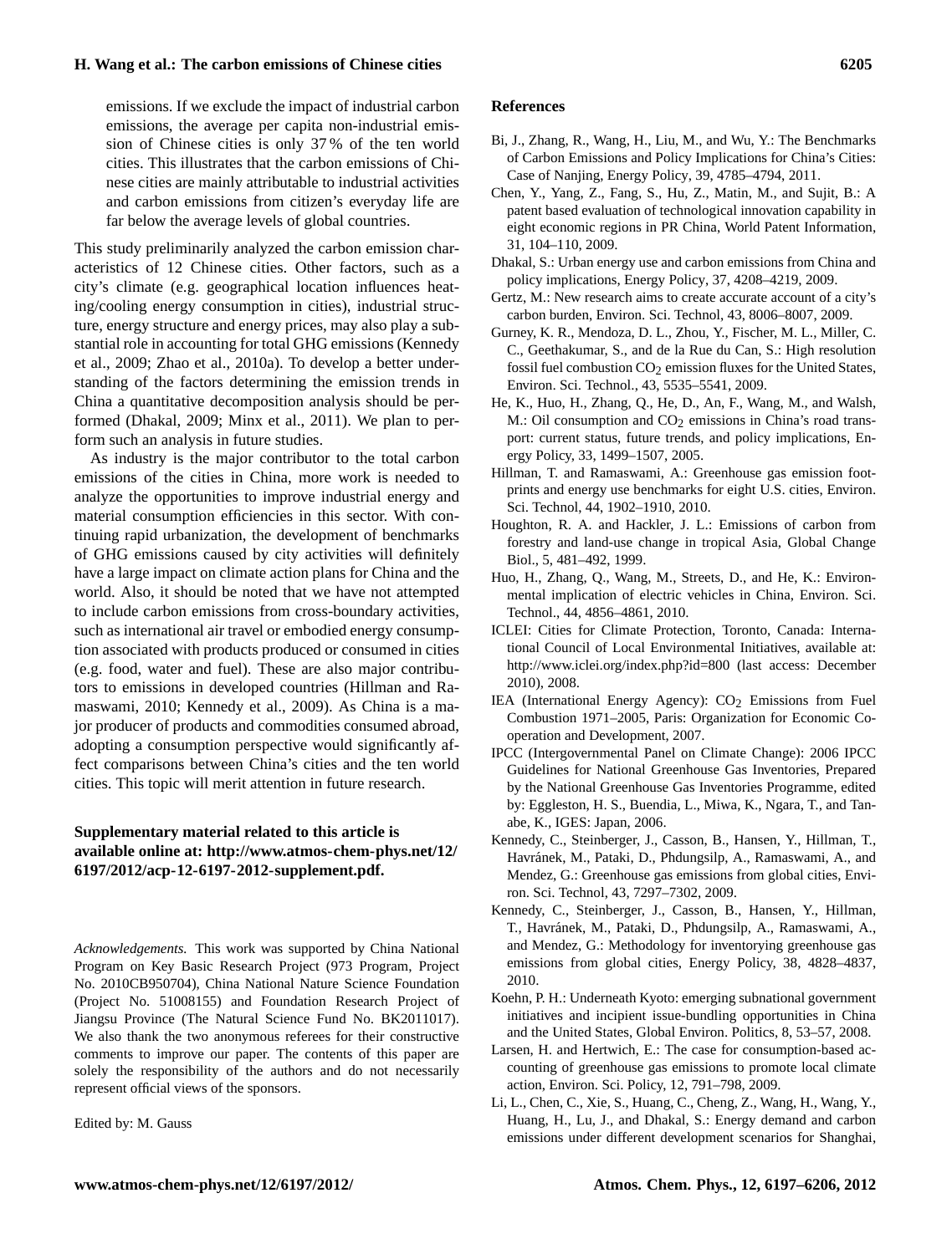emissions. If we exclude the impact of industrial carbon emissions, the average per capita non-industrial emission of Chinese cities is only 37 % of the ten world cities. This illustrates that the carbon emissions of Chinese cities are mainly attributable to industrial activities and carbon emissions from citizen's everyday life are far below the average levels of global countries.

This study preliminarily analyzed the carbon emission characteristics of 12 Chinese cities. Other factors, such as a city's climate (e.g. geographical location influences heating/cooling energy consumption in cities), industrial structure, energy structure and energy prices, may also play a substantial role in accounting for total GHG emissions (Kennedy et al., 2009; Zhao et al., 2010a). To develop a better understanding of the factors determining the emission trends in China a quantitative decomposition analysis should be performed (Dhakal, 2009; Minx et al., 2011). We plan to perform such an analysis in future studies.

As industry is the major contributor to the total carbon emissions of the cities in China, more work is needed to analyze the opportunities to improve industrial energy and material consumption efficiencies in this sector. With continuing rapid urbanization, the development of benchmarks of GHG emissions caused by city activities will definitely have a large impact on climate action plans for China and the world. Also, it should be noted that we have not attempted to include carbon emissions from cross-boundary activities, such as international air travel or embodied energy consumption associated with products produced or consumed in cities (e.g. food, water and fuel). These are also major contributors to emissions in developed countries (Hillman and Ramaswami, 2010; Kennedy et al., 2009). As China is a major producer of products and commodities consumed abroad, adopting a consumption perspective would significantly affect comparisons between China's cities and the ten world cities. This topic will merit attention in future research.

**Supplementary material related to this article is available online at: http://www.atmos-chem-phys.net/12/6197/2012/acp-12-6197-2012-supplement.pdf.**

*Acknowledgements.* This work was supported by China National Program on Key Basic Research Project (973 Program, Project No. 2010CB950704), China National Nature Science Foundation (Project No. 51008155) and Foundation Research Project of Jiangsu Province (The Natural Science Fund No. BK2011017). We also thank the two anonymous referees for their constructive comments to improve our paper. The contents of this paper are solely the responsibility of the authors and do not necessarily represent official views of the sponsors.

Edited by: M. Gauss

## References

Bi, J., Zhang, R., Wang, H., Liu, M., and Wu, Y.: The Benchmarks of Carbon Emissions and Policy Implications for China's Cities: Case of Nanjing, Energy Policy, 39, 4785–4794, 2011.

Chen, Y., Yang, Z., Fang, S., Hu, Z., Matin, M., and Sujit, B.: A patent based evaluation of technological innovation capability in eight economic regions in PR China, World Patent Information, 31, 104–110, 2009.

Dhakal, S.: Urban energy use and carbon emissions from China and policy implications, Energy Policy, 37, 4208–4219, 2009.

Gertz, M.: New research aims to create accurate account of a city's carbon burden, Environ. Sci. Technol, 43, 8006–8007, 2009.

Gurney, K. R., Mendoza, D. L., Zhou, Y., Fischer, M. L., Miller, C. C., Geethakumar, S., and de la Rue du Can, S.: High resolution fossil fuel combustion $CO_2$ emission fluxes for the United States, Environ. Sci. Technol., 43, 5535–5541, 2009.

He, K., Huo, H., Zhang, Q., He, D., An, F., Wang, M., and Walsh, M.: Oil consumption and $CO_2$ emissions in China's road transport: current status, future trends, and policy implications, Energy Policy, 33, 1499–1507, 2005.

Hillman, T. and Ramaswami, A.: Greenhouse gas emission footprints and energy use benchmarks for eight U.S. cities, Environ. Sci. Technol, 44, 1902–1910, 2010.

Houghton, R. A. and Hackler, J. L.: Emissions of carbon from forestry and land-use change in tropical Asia, Global Change Biol., 5, 481–492, 1999.

Huo, H., Zhang, Q., Wang, M., Streets, D., and He, K.: Environmental implication of electric vehicles in China, Environ. Sci. Technol., 44, 4856–4861, 2010.

ICLEI: Cities for Climate Protection, Toronto, Canada: International Council of Local Environmental Initiatives, available at: http://www.iclei.org/index.php?id=800 (last access: December 2010), 2008.

IEA (International Energy Agency): $CO_2$ Emissions from Fuel Combustion 1971–2005, Paris: Organization for Economic Cooperation and Development, 2007.

IPCC (Intergovernmental Panel on Climate Change): 2006 IPCC Guidelines for National Greenhouse Gas Inventories, Prepared by the National Greenhouse Gas Inventories Programme, edited by: Eggleston, H. S., Buendia, L., Miwa, K., Ngara, T., and Tanabe, K., IGES: Japan, 2006.

Kennedy, C., Steinberger, J., Casson, B., Hansen, Y., Hillman, T., Havránek, M., Pataki, D., Phdungsilp, A., Ramaswami, A., and Mendez, G.: Greenhouse gas emissions from global cities, Environ. Sci. Technol, 43, 7297–7302, 2009.

Kennedy, C., Steinberger, J., Casson, B., Hansen, Y., Hillman, T., Havránek, M., Pataki, D., Phdungsilp, A., Ramaswami, A., and Mendez, G.: Methodology for inventorying greenhouse gas emissions from global cities, Energy Policy, 38, 4828–4837, 2010.

Koehn, P. H.: Underneath Kyoto: emerging subnational government initiatives and incipient issue-bundling opportunities in China and the United States, Global Environ. Politics, 8, 53–57, 2008.

Larsen, H. and Hertwich, E.: The case for consumption-based accounting of greenhouse gas emissions to promote local climate action, Environ. Sci. Policy, 12, 791–798, 2009.

Li, L., Chen, C., Xie, S., Huang, C., Cheng, Z., Wang, H., Wang, Y., Huang, H., Lu, J., and Dhakal, S.: Energy demand and carbon emissions under different development scenarios for Shanghai,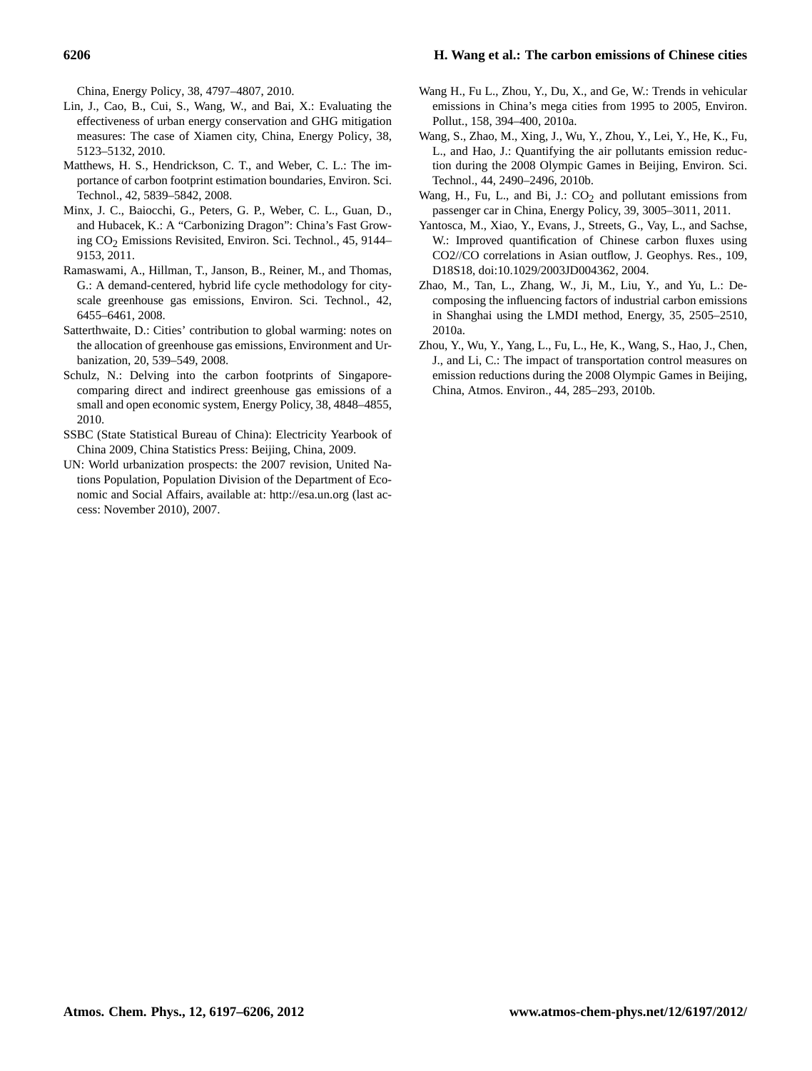China, Energy Policy, 38, 4797–4807, 2010.

Lin, J., Cao, B., Cui, S., Wang, W., and Bai, X.: Evaluating the effectiveness of urban energy conservation and GHG mitigation measures: The case of Xiamen city, China, Energy Policy, 38, 5123–5132, 2010.

Matthews, H. S., Hendrickson, C. T., and Weber, C. L.: The importance of carbon footprint estimation boundaries, Environ. Sci. Technol., 42, 5839–5842, 2008.

Minx, J. C., Baiocchi, G., Peters, G. P., Weber, C. L., Guan, D., and Hubacek, K.: A "Carbonizing Dragon": China's Fast Growing $CO_2$ Emissions Revisited, Environ. Sci. Technol., 45, 9144–9153, 2011.

Ramaswami, A., Hillman, T., Janson, B., Reiner, M., and Thomas, G.: A demand-centered, hybrid life cycle methodology for city-scale greenhouse gas emissions, Environ. Sci. Technol., 42, 6455–6461, 2008.

Satterthwaite, D.: Cities' contribution to global warming: notes on the allocation of greenhouse gas emissions, Environment and Urbanization, 20, 539–549, 2008.

Schulz, N.: Delving into the carbon footprints of Singapore-comparing direct and indirect greenhouse gas emissions of a small and open economic system, Energy Policy, 38, 4848–4855, 2010.

SSBC (State Statistical Bureau of China): Electricity Yearbook of China 2009, China Statistics Press: Beijing, China, 2009.

UN: World urbanization prospects: the 2007 revision, United Nations Population, Population Division of the Department of Economic and Social Affairs, available at: http://esa.un.org (last access: November 2010), 2007.

Wang H., Fu L., Zhou, Y., Du, X., and Ge, W.: Trends in vehicular emissions in China's mega cities from 1995 to 2005, Environ. Pollut., 158, 394–400, 2010a.

Wang, S., Zhao, M., Xing, J., Wu, Y., Zhou, Y., Lei, Y., He, K., Fu, L., and Hao, J.: Quantifying the air pollutants emission reduction during the 2008 Olympic Games in Beijing, Environ. Sci. Technol., 44, 2490–2496, 2010b.

Wang, H., Fu, L., and Bi, J.: $CO_2$ and pollutant emissions from passenger car in China, Energy Policy, 39, 3005–3011, 2011.

Yantosca, M., Xiao, Y., Evans, J., Streets, G., Vay, L., and Sachse, W.: Improved quantification of Chinese carbon fluxes using CO2//CO correlations in Asian outflow, J. Geophys. Res., 109, D18S18, doi:10.1029/2003JD004362, 2004.

Zhao, M., Tan, L., Zhang, W., Ji, M., Liu, Y., and Yu, L.: Decomposing the influencing factors of industrial carbon emissions in Shanghai using the LMDI method, Energy, 35, 2505–2510, 2010a.

Zhou, Y., Wu, Y., Yang, L., Fu, L., He, K., Wang, S., Hao, J., Chen, J., and Li, C.: The impact of transportation control measures on emission reductions during the 2008 Olympic Games in Beijing, China, Atmos. Environ., 44, 285–293, 2010b.